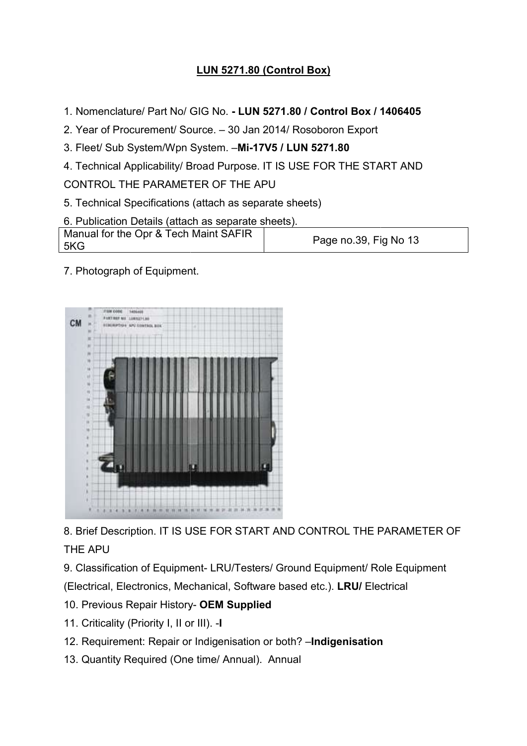**LUN 5271.80 (Control Box)**

1. Nomenclature/ Part No/ GIG No. **- LUN 5271.80 / Control Box / 1406405**
2. Year of Procurement/ Source. – 30 Jan 2014/ Rosoboron Export
3. Fleet/ Sub System/Wpn System. –**Mi-17V5 / LUN 5271.80**
4. Technical Applicability/ Broad Purpose. IT IS USE FOR THE START AND CONTROL THE PARAMETER OF THE APU
5. Technical Specifications (attach as separate sheets)
6. Publication Details (attach as separate sheets).

| Manual for the Opr & Tech Maint SAFIR 5KG | Page no.39, Fig No 13 |
| --- | --- |

7. Photograph of Equipment.

8. Brief Description. IT IS USE FOR START AND CONTROL THE PARAMETER OF THE APU
9. Classification of Equipment- LRU/Testers/ Ground Equipment/ Role Equipment (Electrical, Electronics, Mechanical, Software based etc.). **LRU/** Electrical
10. Previous Repair History- **OEM Supplied**
11. Criticality (Priority I, II or III). -**I**
12. Requirement: Repair or Indigenisation or both? –**Indigenisation**
13. Quantity Required (One time/ Annual). Annual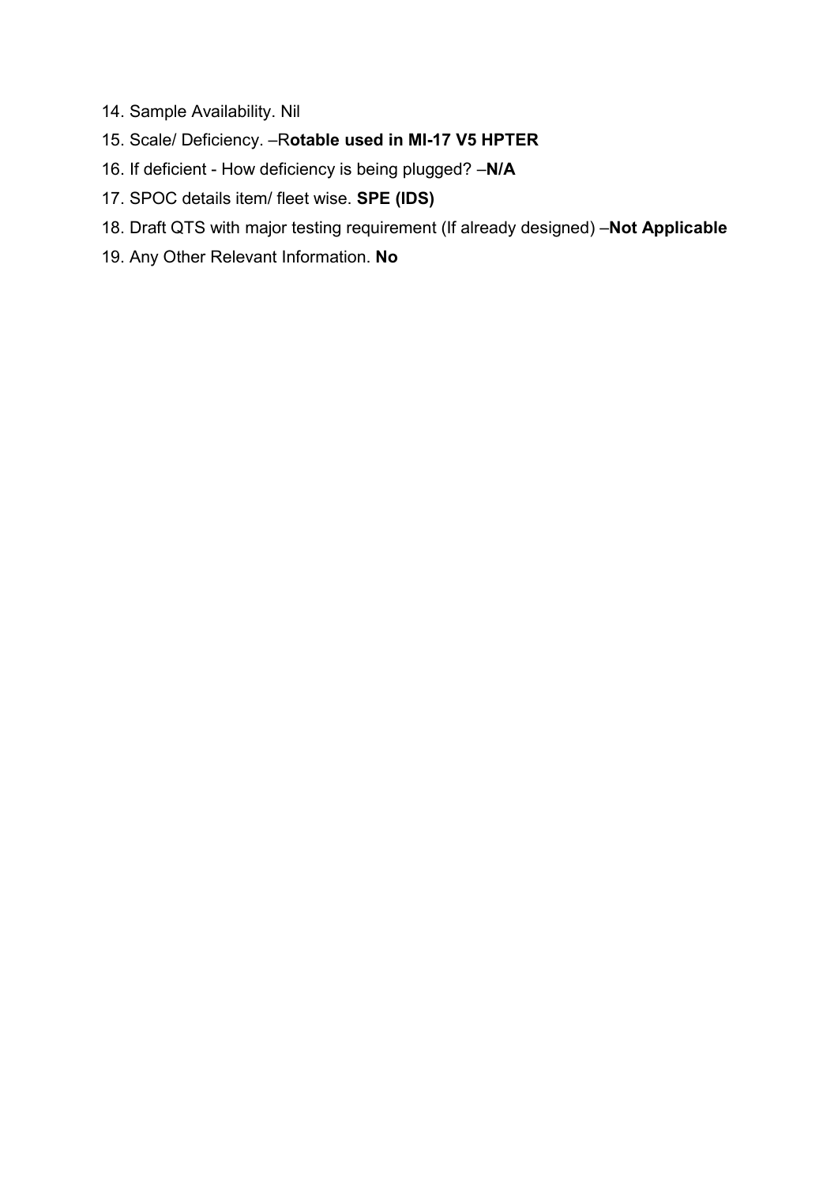14. Sample Availability. Nil
15. Scale/ Deficiency. –R**otable used in MI-17 V5 HPTER**
16. If deficient - How deficiency is being plugged? –**N/A**
17. SPOC details item/ fleet wise. **SPE (IDS)**
18. Draft QTS with major testing requirement (If already designed) –**Not Applicable**
19. Any Other Relevant Information. **No**